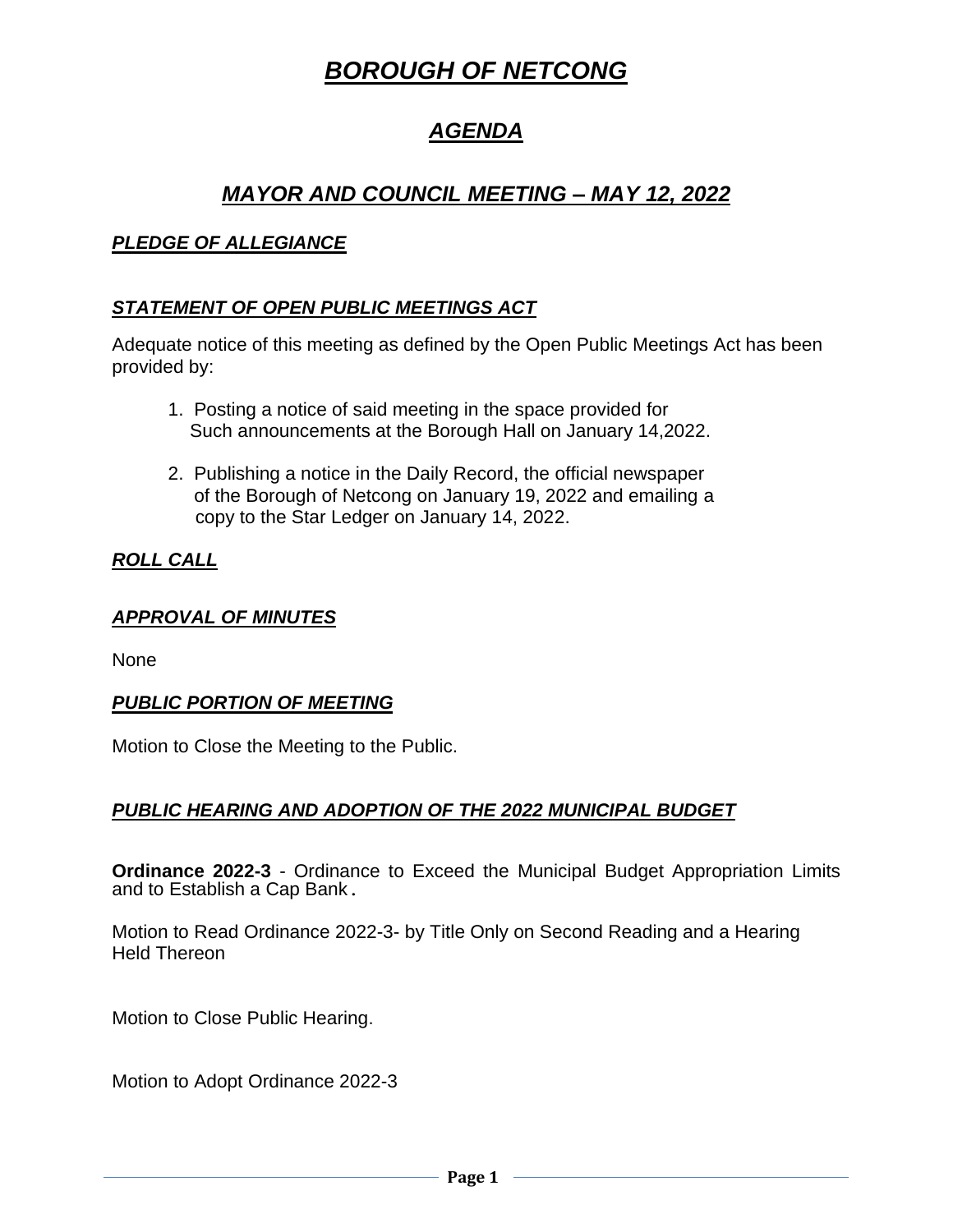# ***BOROUGH OF NETCONG***

## ***AGENDA***

## ***MAYOR AND COUNCIL MEETING – MAY 12, 2022***

### ***PLEDGE OF ALLEGIANCE***

### ***STATEMENT OF OPEN PUBLIC MEETINGS ACT***

Adequate notice of this meeting as defined by the Open Public Meetings Act has been provided by:

1. Posting a notice of said meeting in the space provided for Such announcements at the Borough Hall on January 14,2022.

2. Publishing a notice in the Daily Record, the official newspaper of the Borough of Netcong on January 19, 2022 and emailing a copy to the Star Ledger on January 14, 2022.

### ***ROLL CALL***

### ***APPROVAL OF MINUTES***

None

### ***PUBLIC PORTION OF MEETING***

Motion to Close the Meeting to the Public.

### ***PUBLIC HEARING AND ADOPTION OF THE 2022 MUNICIPAL BUDGET***

**Ordinance 2022-3** - Ordinance to Exceed the Municipal Budget Appropriation Limits and to Establish a Cap Bank.

Motion to Read Ordinance 2022-3- by Title Only on Second Reading and a Hearing Held Thereon

Motion to Close Public Hearing.

Motion to Adopt Ordinance 2022-3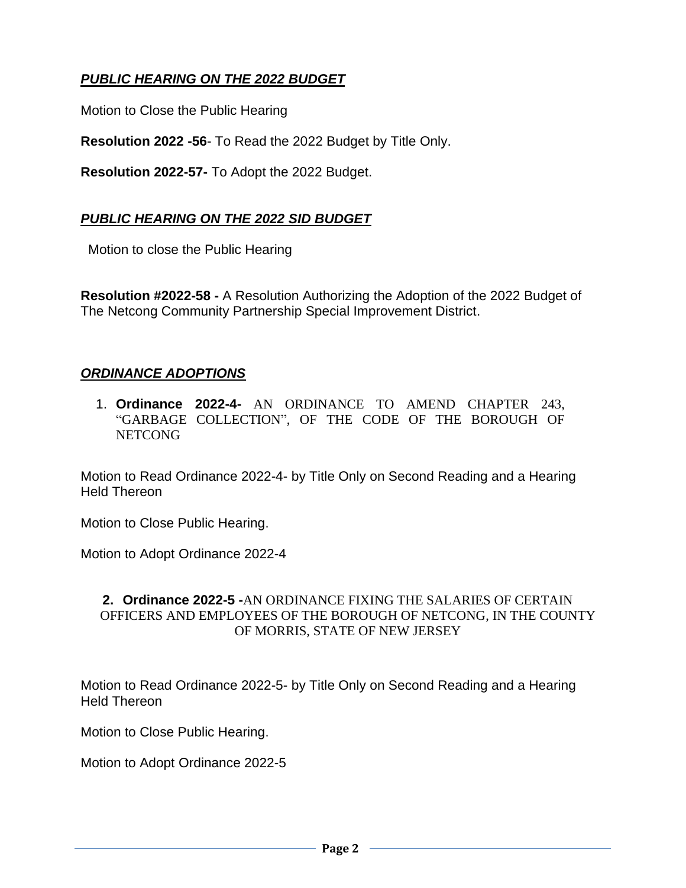***PUBLIC HEARING ON THE 2022 BUDGET***

Motion to Close the Public Hearing

**Resolution 2022 -56**- To Read the 2022 Budget by Title Only.

**Resolution 2022-57-** To Adopt the 2022 Budget.

***PUBLIC HEARING ON THE 2022 SID BUDGET***

Motion to close the Public Hearing

**Resolution #2022-58 -** A Resolution Authorizing the Adoption of the 2022 Budget of The Netcong Community Partnership Special Improvement District.

***ORDINANCE ADOPTIONS***

1. **Ordinance 2022-4-** AN ORDINANCE TO AMEND CHAPTER 243, "GARBAGE COLLECTION", OF THE CODE OF THE BOROUGH OF NETCONG

Motion to Read Ordinance 2022-4- by Title Only on Second Reading and a Hearing Held Thereon

Motion to Close Public Hearing.

Motion to Adopt Ordinance 2022-4

2. **Ordinance 2022-5 -**AN ORDINANCE FIXING THE SALARIES OF CERTAIN OFFICERS AND EMPLOYEES OF THE BOROUGH OF NETCONG, IN THE COUNTY OF MORRIS, STATE OF NEW JERSEY

Motion to Read Ordinance 2022-5- by Title Only on Second Reading and a Hearing Held Thereon

Motion to Close Public Hearing.

Motion to Adopt Ordinance 2022-5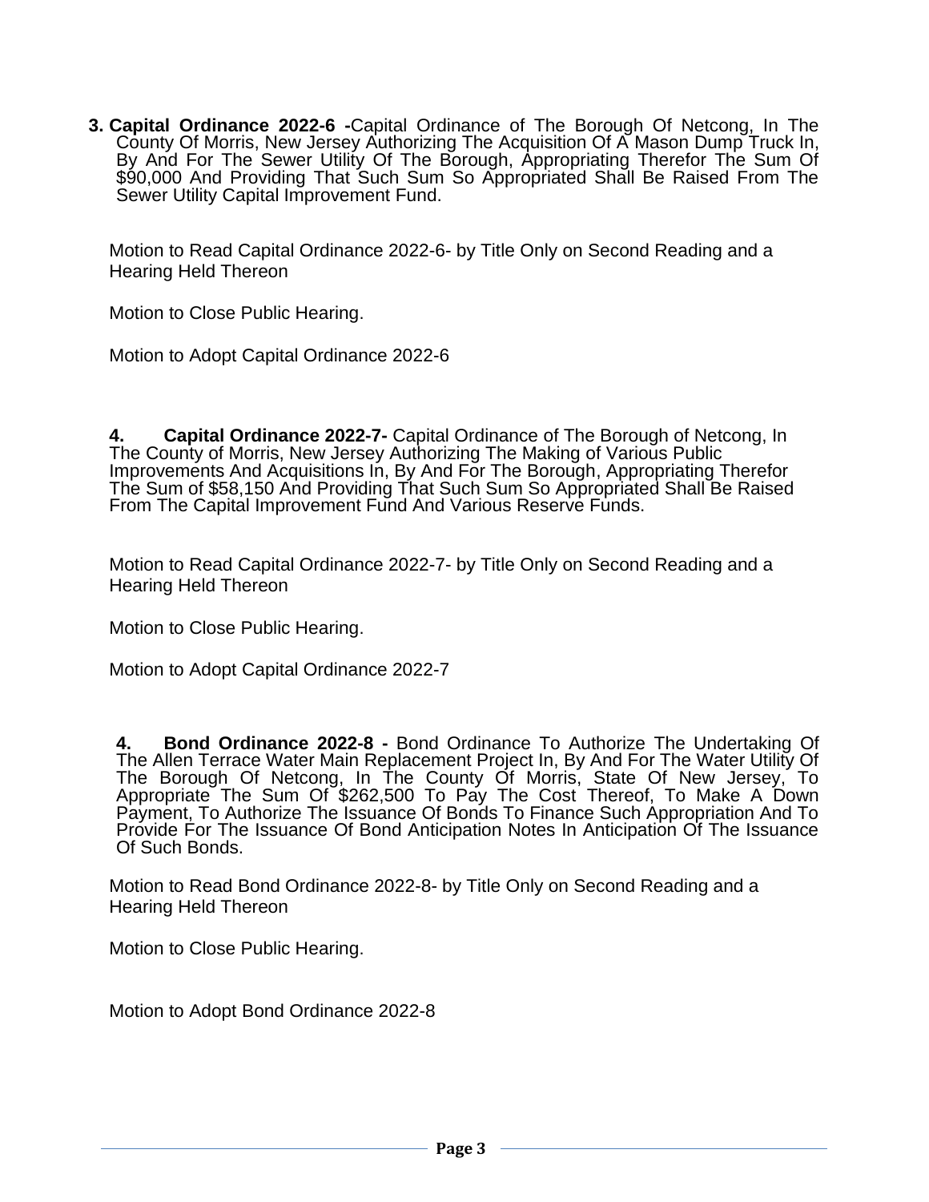3. **Capital Ordinance 2022-6 -**Capital Ordinance of The Borough Of Netcong, In The County Of Morris, New Jersey Authorizing The Acquisition Of A Mason Dump Truck In, By And For The Sewer Utility Of The Borough, Appropriating Therefor The Sum Of $90,000 And Providing That Such Sum So Appropriated Shall Be Raised From The Sewer Utility Capital Improvement Fund.

Motion to Read Capital Ordinance 2022-6- by Title Only on Second Reading and a Hearing Held Thereon

Motion to Close Public Hearing.

Motion to Adopt Capital Ordinance 2022-6

4. **Capital Ordinance 2022-7-** Capital Ordinance of The Borough of Netcong, In The County of Morris, New Jersey Authorizing The Making of Various Public Improvements And Acquisitions In, By And For The Borough, Appropriating Therefor The Sum of $58,150 And Providing That Such Sum So Appropriated Shall Be Raised From The Capital Improvement Fund And Various Reserve Funds.

Motion to Read Capital Ordinance 2022-7- by Title Only on Second Reading and a Hearing Held Thereon

Motion to Close Public Hearing.

Motion to Adopt Capital Ordinance 2022-7

4. **Bond Ordinance 2022-8 -** Bond Ordinance To Authorize The Undertaking Of The Allen Terrace Water Main Replacement Project In, By And For The Water Utility Of The Borough Of Netcong, In The County Of Morris, State Of New Jersey, To Appropriate The Sum Of $262,500 To Pay The Cost Thereof, To Make A Down Payment, To Authorize The Issuance Of Bonds To Finance Such Appropriation And To Provide For The Issuance Of Bond Anticipation Notes In Anticipation Of The Issuance Of Such Bonds.

Motion to Read Bond Ordinance 2022-8- by Title Only on Second Reading and a Hearing Held Thereon

Motion to Close Public Hearing.

Motion to Adopt Bond Ordinance 2022-8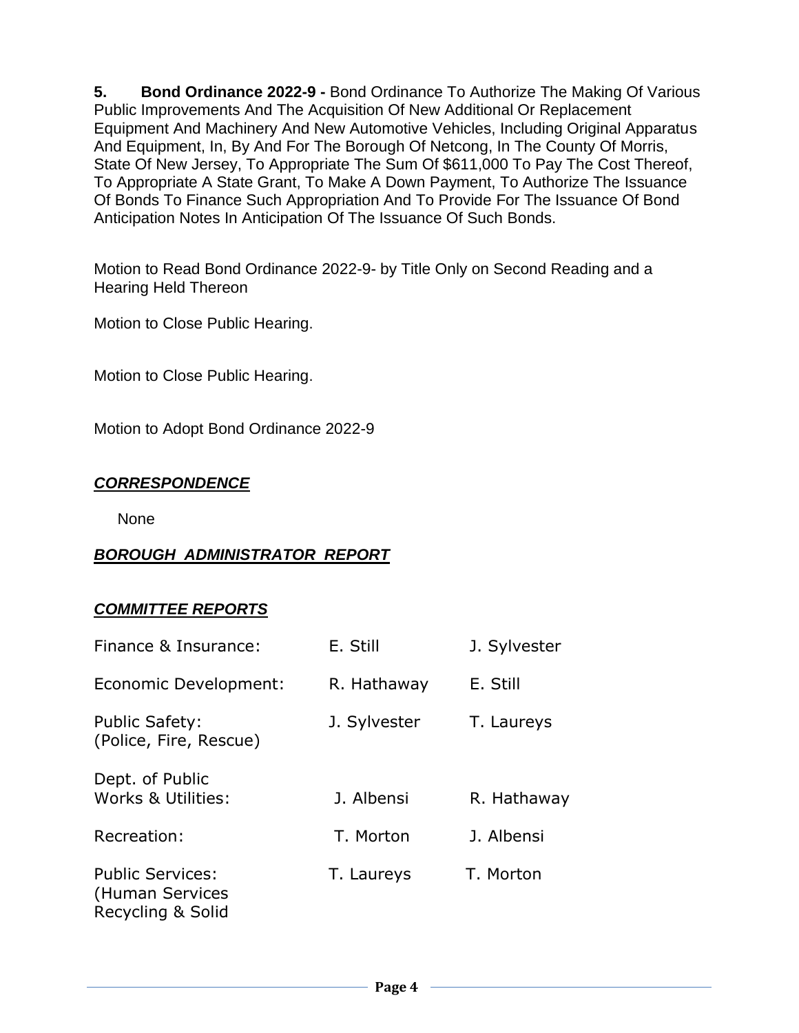**5. Bond Ordinance 2022-9 -** Bond Ordinance To Authorize The Making Of Various Public Improvements And The Acquisition Of New Additional Or Replacement Equipment And Machinery And New Automotive Vehicles, Including Original Apparatus And Equipment, In, By And For The Borough Of Netcong, In The County Of Morris, State Of New Jersey, To Appropriate The Sum Of $611,000 To Pay The Cost Thereof, To Appropriate A State Grant, To Make A Down Payment, To Authorize The Issuance Of Bonds To Finance Such Appropriation And To Provide For The Issuance Of Bond Anticipation Notes In Anticipation Of The Issuance Of Such Bonds.

Motion to Read Bond Ordinance 2022-9- by Title Only on Second Reading and a Hearing Held Thereon

Motion to Close Public Hearing.

Motion to Close Public Hearing.

Motion to Adopt Bond Ordinance 2022-9

## ***CORRESPONDENCE***

None

## ***BOROUGH ADMINISTRATOR REPORT***

## ***COMMITTEE REPORTS***

| | | |
|---|---|---|
| Finance & Insurance: | E. Still | J. Sylvester |
| Economic Development: | R. Hathaway | E. Still |
| Public Safety: (Police, Fire, Rescue) | J. Sylvester | T. Laureys |
| Dept. of Public Works & Utilities: | J. Albensi | R. Hathaway |
| Recreation: | T. Morton | J. Albensi |
| Public Services: (Human Services Recycling & Solid | T. Laureys | T. Morton |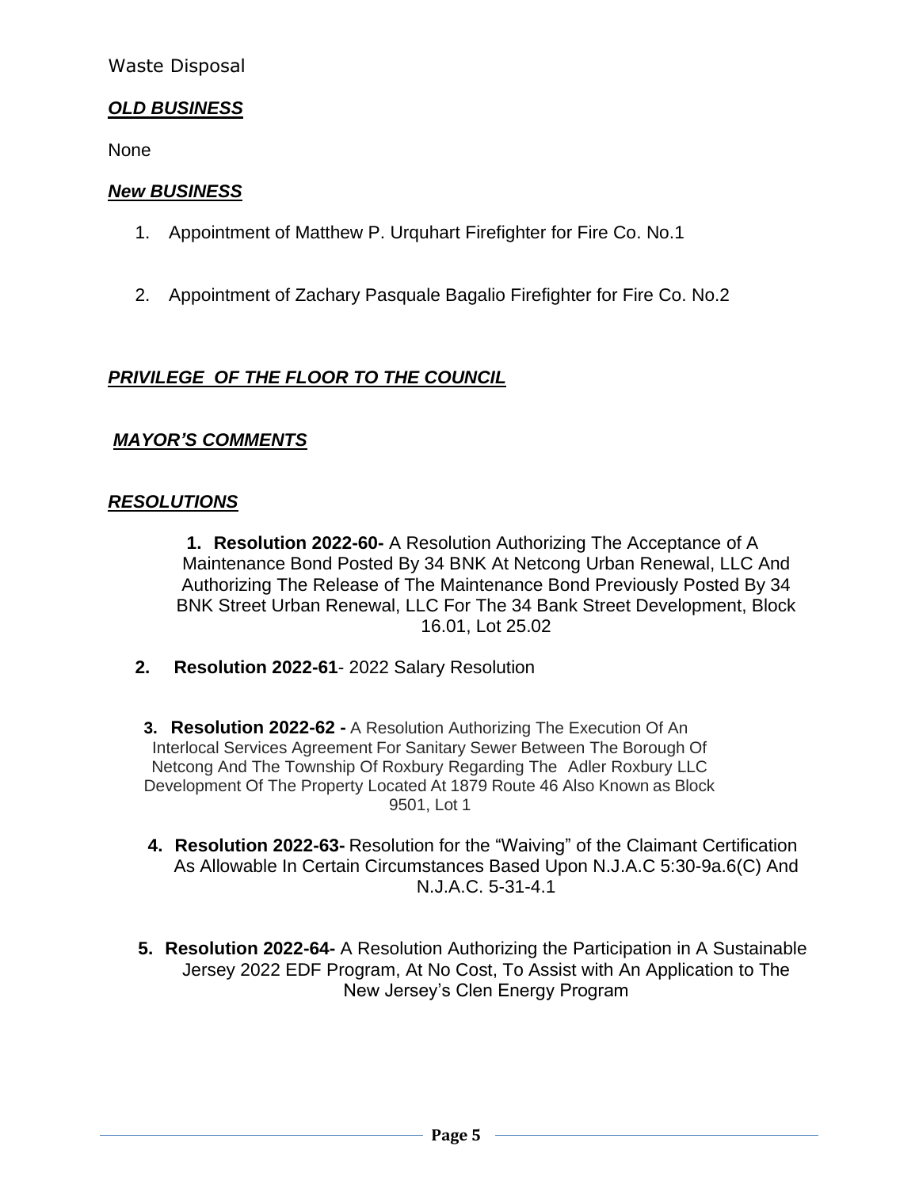Waste Disposal

***OLD BUSINESS***

None

***New BUSINESS***

1. Appointment of Matthew P. Urquhart Firefighter for Fire Co. No.1

2. Appointment of Zachary Pasquale Bagalio Firefighter for Fire Co. No.2

***PRIVILEGE OF THE FLOOR TO THE COUNCIL***

***MAYOR'S COMMENTS***

***RESOLUTIONS***

1. **Resolution 2022-60-** A Resolution Authorizing The Acceptance of A Maintenance Bond Posted By 34 BNK At Netcong Urban Renewal, LLC And Authorizing The Release of The Maintenance Bond Previously Posted By 34 BNK Street Urban Renewal, LLC For The 34 Bank Street Development, Block 16.01, Lot 25.02

2. **Resolution 2022-61**- 2022 Salary Resolution

3. **Resolution 2022-62 -** A Resolution Authorizing The Execution Of An Interlocal Services Agreement For Sanitary Sewer Between The Borough Of Netcong And The Township Of Roxbury Regarding The Adler Roxbury LLC Development Of The Property Located At 1879 Route 46 Also Known as Block 9501, Lot 1

4. **Resolution 2022-63-** Resolution for the "Waiving" of the Claimant Certification As Allowable In Certain Circumstances Based Upon N.J.A.C 5:30-9a.6(C) And N.J.A.C. 5-31-4.1

5. **Resolution 2022-64-** A Resolution Authorizing the Participation in A Sustainable Jersey 2022 EDF Program, At No Cost, To Assist with An Application to The New Jersey's Clen Energy Program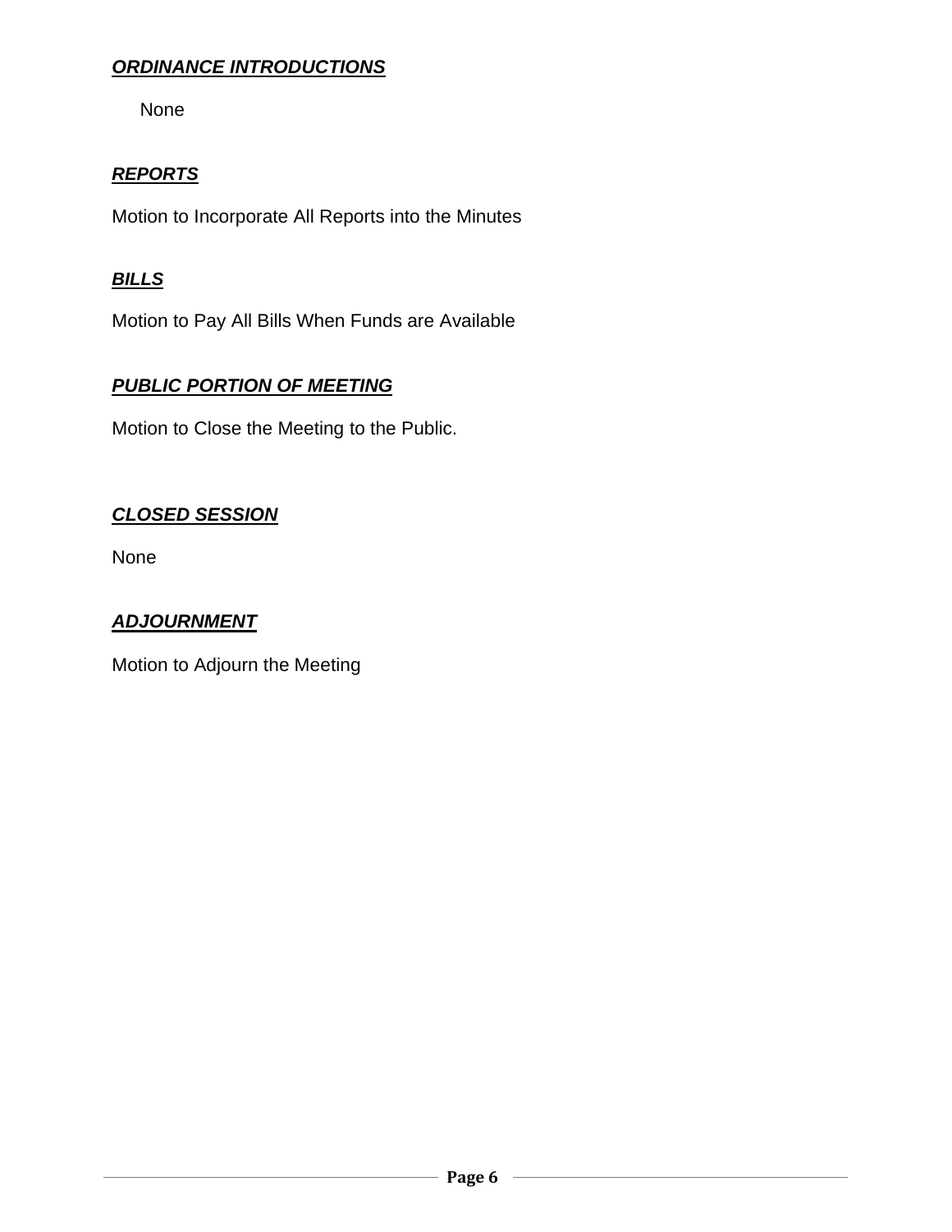***ORDINANCE INTRODUCTIONS***

None

***REPORTS***

Motion to Incorporate All Reports into the Minutes

***BILLS***

Motion to Pay All Bills When Funds are Available

***PUBLIC PORTION OF MEETING***

Motion to Close the Meeting to the Public.

***CLOSED SESSION***

None

***ADJOURNMENT***

Motion to Adjourn the Meeting